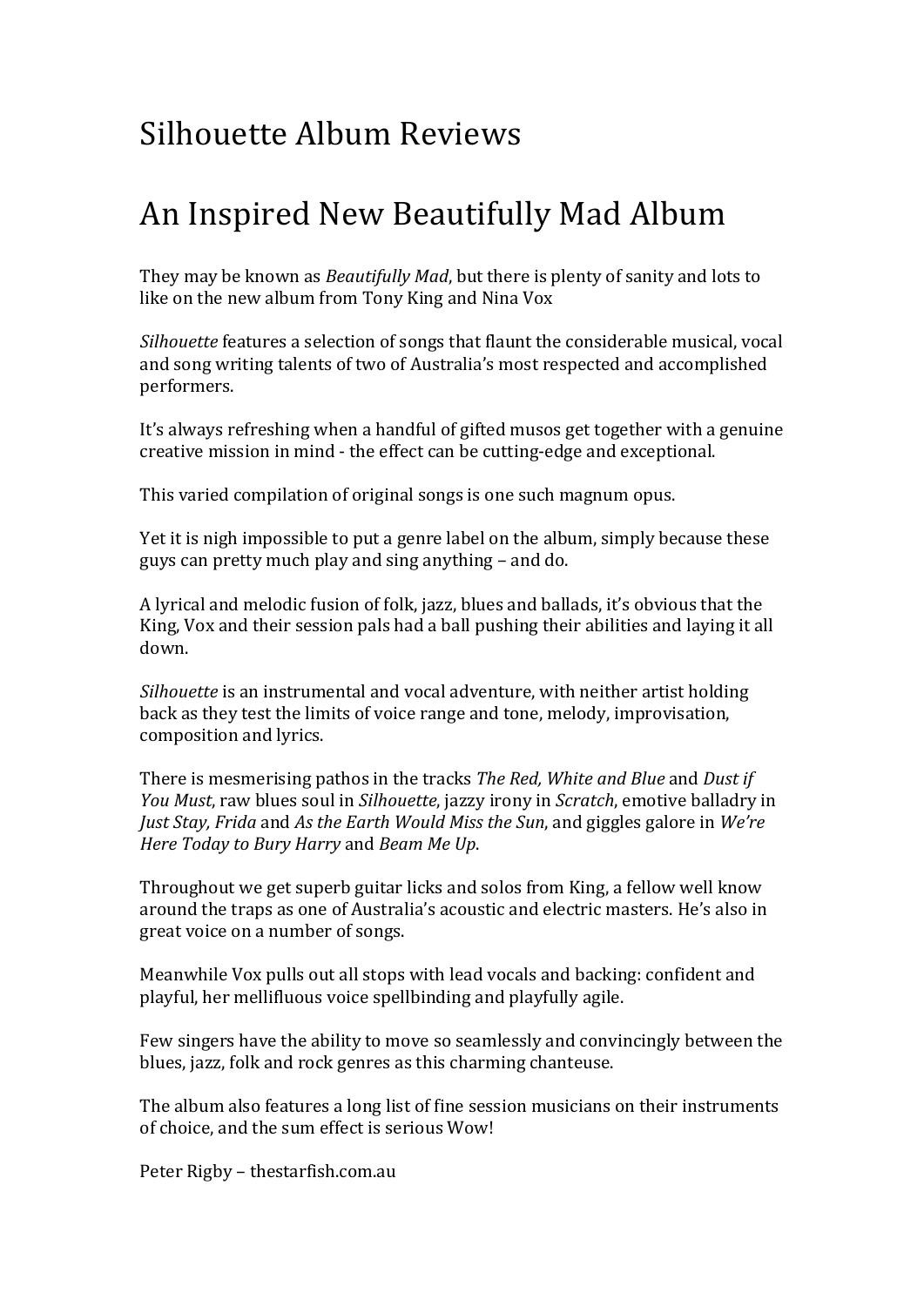# Silhouette Album Reviews

# An Inspired New Beautifully Mad Album

They may be known as *Beautifully Mad*, but there is plenty of sanity and lots to like on the new album from Tony King and Nina Vox

*Silhouette* features a selection of songs that flaunt the considerable musical, vocal and song writing talents of two of Australia's most respected and accomplished performers.

It's always refreshing when a handful of gifted musos get together with a genuine creative mission in mind - the effect can be cutting-edge and exceptional.

This varied compilation of original songs is one such magnum opus.

Yet it is nigh impossible to put a genre label on the album, simply because these guys can pretty much play and sing anything – and do.

A lyrical and melodic fusion of folk, jazz, blues and ballads, it's obvious that the King, Vox and their session pals had a ball pushing their abilities and laying it all down.

*Silhouette* is an instrumental and vocal adventure, with neither artist holding back as they test the limits of voice range and tone, melody, improvisation, composition and lyrics.

There is mesmerising pathos in the tracks *The Red, White and Blue* and *Dust if You Must*, raw blues soul in *Silhouette*, jazzy irony in *Scratch*, emotive balladry in *Just Stay, Frida* and *As the Earth Would Miss the Sun*, and giggles galore in *We're Here Today to Bury Harry* and *Beam Me Up*.

Throughout we get superb guitar licks and solos from King, a fellow well know around the traps as one of Australia's acoustic and electric masters. He's also in great voice on a number of songs.

Meanwhile Vox pulls out all stops with lead vocals and backing: confident and playful, her mellifluous voice spellbinding and playfully agile.

Few singers have the ability to move so seamlessly and convincingly between the blues, jazz, folk and rock genres as this charming chanteuse.

The album also features a long list of fine session musicians on their instruments of choice, and the sum effect is serious Wow!

Peter Rigby – thestarfish.com.au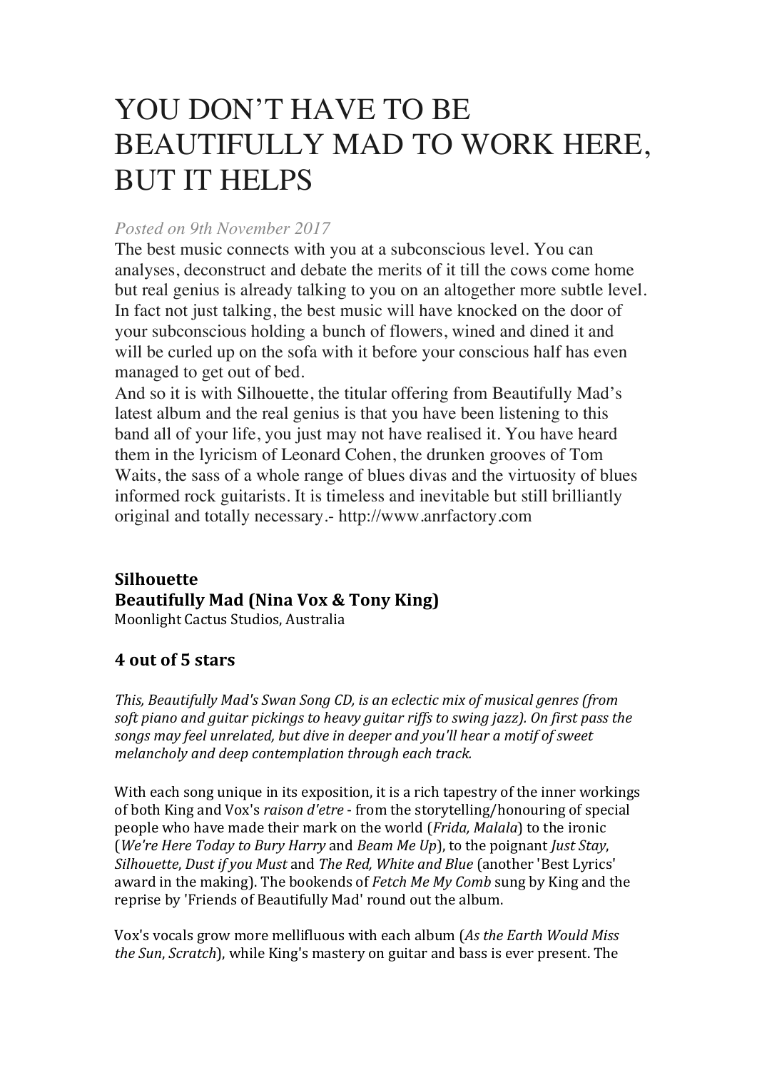# YOU DON'T HAVE TO BE BEAUTIFULLY MAD TO WORK HERE, BUT IT HELPS

*Posted on 9th November 2017*

The best music connects with you at a subconscious level. You can analyses, deconstruct and debate the merits of it till the cows come home but real genius is already talking to you on an altogether more subtle level. In fact not just talking, the best music will have knocked on the door of your subconscious holding a bunch of flowers, wined and dined it and will be curled up on the sofa with it before your conscious half has even managed to get out of bed.

And so it is with Silhouette, the titular offering from Beautifully Mad's latest album and the real genius is that you have been listening to this band all of your life, you just may not have realised it. You have heard them in the lyricism of Leonard Cohen, the drunken grooves of Tom Waits, the sass of a whole range of blues divas and the virtuosity of blues informed rock guitarists. It is timeless and inevitable but still brilliantly original and totally necessary.- http://www.anrfactory.com

**Silhouette**
**Beautifully Mad (Nina Vox & Tony King)**
Moonlight Cactus Studios, Australia

### 4 out of 5 stars

*This, Beautifully Mad's Swan Song CD, is an eclectic mix of musical genres (from soft piano and guitar pickings to heavy guitar riffs to swing jazz). On first pass the songs may feel unrelated, but dive in deeper and you'll hear a motif of sweet melancholy and deep contemplation through each track.*

With each song unique in its exposition, it is a rich tapestry of the inner workings of both King and Vox's *raison d'etre* - from the storytelling/honouring of special people who have made their mark on the world (*Frida, Malala*) to the ironic (*We're Here Today to Bury Harry* and *Beam Me Up*), to the poignant *Just Stay*, *Silhouette*, *Dust if you Must* and *The Red, White and Blue* (another 'Best Lyrics' award in the making). The bookends of *Fetch Me My Comb* sung by King and the reprise by 'Friends of Beautifully Mad' round out the album.

Vox's vocals grow more mellifluous with each album (*As the Earth Would Miss the Sun*, *Scratch*), while King's mastery on guitar and bass is ever present. The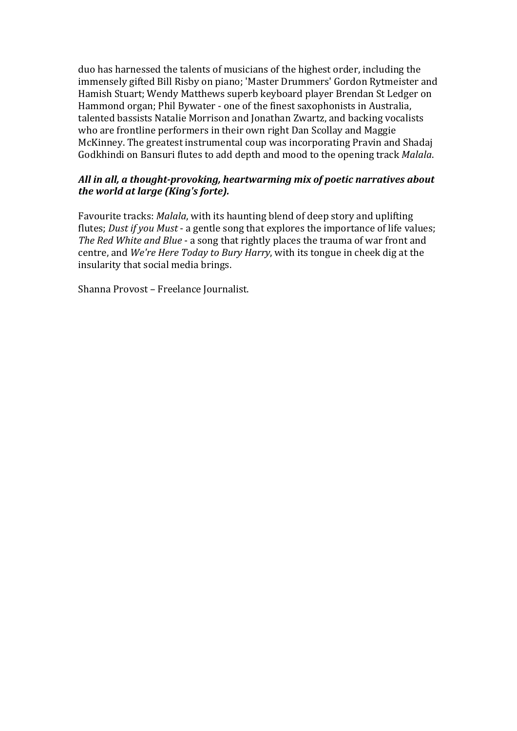duo has harnessed the talents of musicians of the highest order, including the immensely gifted Bill Risby on piano; 'Master Drummers' Gordon Rytmeister and Hamish Stuart; Wendy Matthews superb keyboard player Brendan St Ledger on Hammond organ; Phil Bywater - one of the finest saxophonists in Australia, talented bassists Natalie Morrison and Jonathan Zwartz, and backing vocalists who are frontline performers in their own right Dan Scollay and Maggie McKinney. The greatest instrumental coup was incorporating Pravin and Shadaj Godkhindi on Bansuri flutes to add depth and mood to the opening track *Malala*.

***All in all, a thought-provoking, heartwarming mix of poetic narratives about the world at large (King's forte).***

Favourite tracks: *Malala*, with its haunting blend of deep story and uplifting flutes; *Dust if you Must* - a gentle song that explores the importance of life values; *The Red White and Blue* - a song that rightly places the trauma of war front and centre, and *We're Here Today to Bury Harry*, with its tongue in cheek dig at the insularity that social media brings.

Shanna Provost – Freelance Journalist.